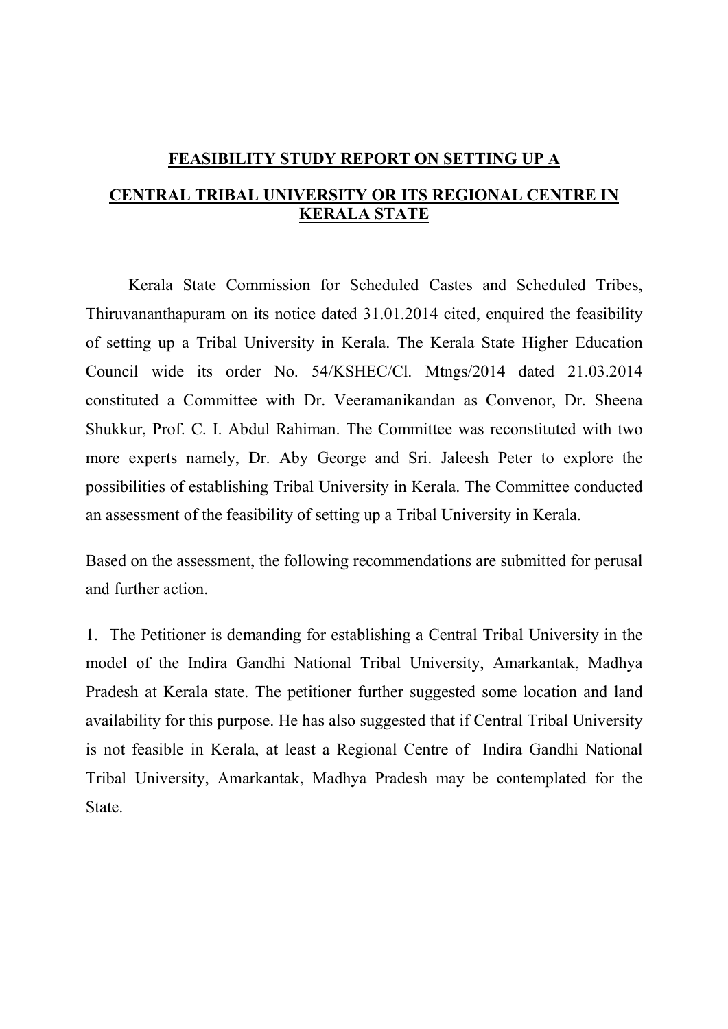# FEASIBILITY STUDY REPORT ON SETTING UP A CENTRAL TRIBAL UNIVERSITY OR ITS REGIONAL CENTRE IN KERALA STATE

Kerala State Commission for Scheduled Castes and Scheduled Tribes, Thiruvananthapuram on its notice dated 31.01.2014 cited, enquired the feasibility of setting up a Tribal University in Kerala. The Kerala State Higher Education Council wide its order No. 54/KSHEC/Cl. Mtngs/2014 dated 21.03.2014 constituted a Committee with Dr. Veeramanikandan as Convenor, Dr. Sheena Shukkur, Prof. C. I. Abdul Rahiman. The Committee was reconstituted with two more experts namely, Dr. Aby George and Sri. Jaleesh Peter to explore the possibilities of establishing Tribal University in Kerala. The Committee conducted an assessment of the feasibility of setting up a Tribal University in Kerala.

Based on the assessment, the following recommendations are submitted for perusal and further action.

1. The Petitioner is demanding for establishing a Central Tribal University in the model of the Indira Gandhi National Tribal University, Amarkantak, Madhya Pradesh at Kerala state. The petitioner further suggested some location and land availability for this purpose. He has also suggested that if Central Tribal University is not feasible in Kerala, at least a Regional Centre of Indira Gandhi National Tribal University, Amarkantak, Madhya Pradesh may be contemplated for the State.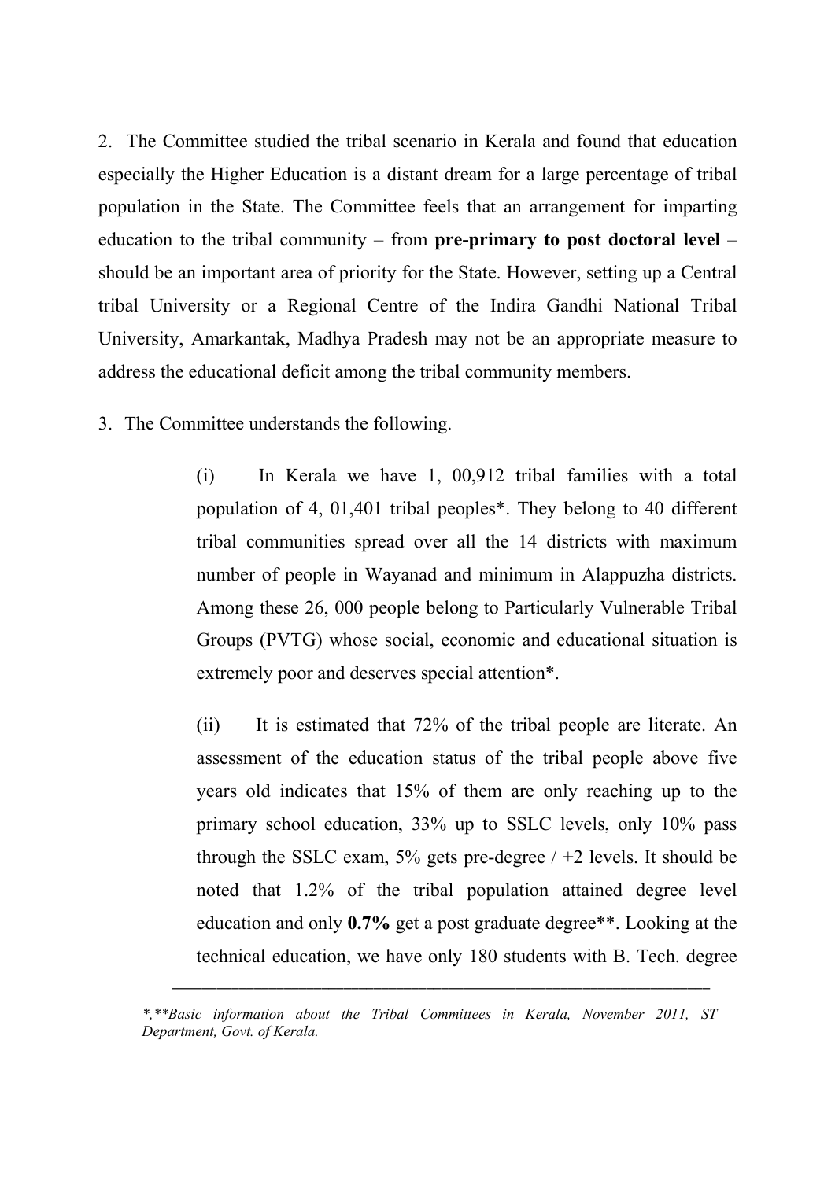2. The Committee studied the tribal scenario in Kerala and found that education especially the Higher Education is a distant dream for a large percentage of tribal population in the State. The Committee feels that an arrangement for imparting education to the tribal community – from **pre-primary to post doctoral level** – should be an important area of priority for the State. However, setting up a Central tribal University or a Regional Centre of the Indira Gandhi National Tribal University, Amarkantak, Madhya Pradesh may not be an appropriate measure to address the educational deficit among the tribal community members.

3. The Committee understands the following.

> (i) In Kerala we have 1, 00,912 tribal families with a total population of 4, 01,401 tribal peoples*. They belong to 40 different tribal communities spread over all the 14 districts with maximum number of people in Wayanad and minimum in Alappuzha districts. Among these 26, 000 people belong to Particularly Vulnerable Tribal Groups (PVTG) whose social, economic and educational situation is extremely poor and deserves special attention*.
>
> (ii) It is estimated that 72% of the tribal people are literate. An assessment of the education status of the tribal people above five years old indicates that 15% of them are only reaching up to the primary school education, 33% up to SSLC levels, only 10% pass through the SSLC exam, 5% gets pre-degree / +2 levels. It should be noted that 1.2% of the tribal population attained degree level education and only **0.7%** get a post graduate degree**. Looking at the technical education, we have only 180 students with B. Tech. degree

---

*\*,\*\*Basic information about the Tribal Committees in Kerala, November 2011, ST Department, Govt. of Kerala.*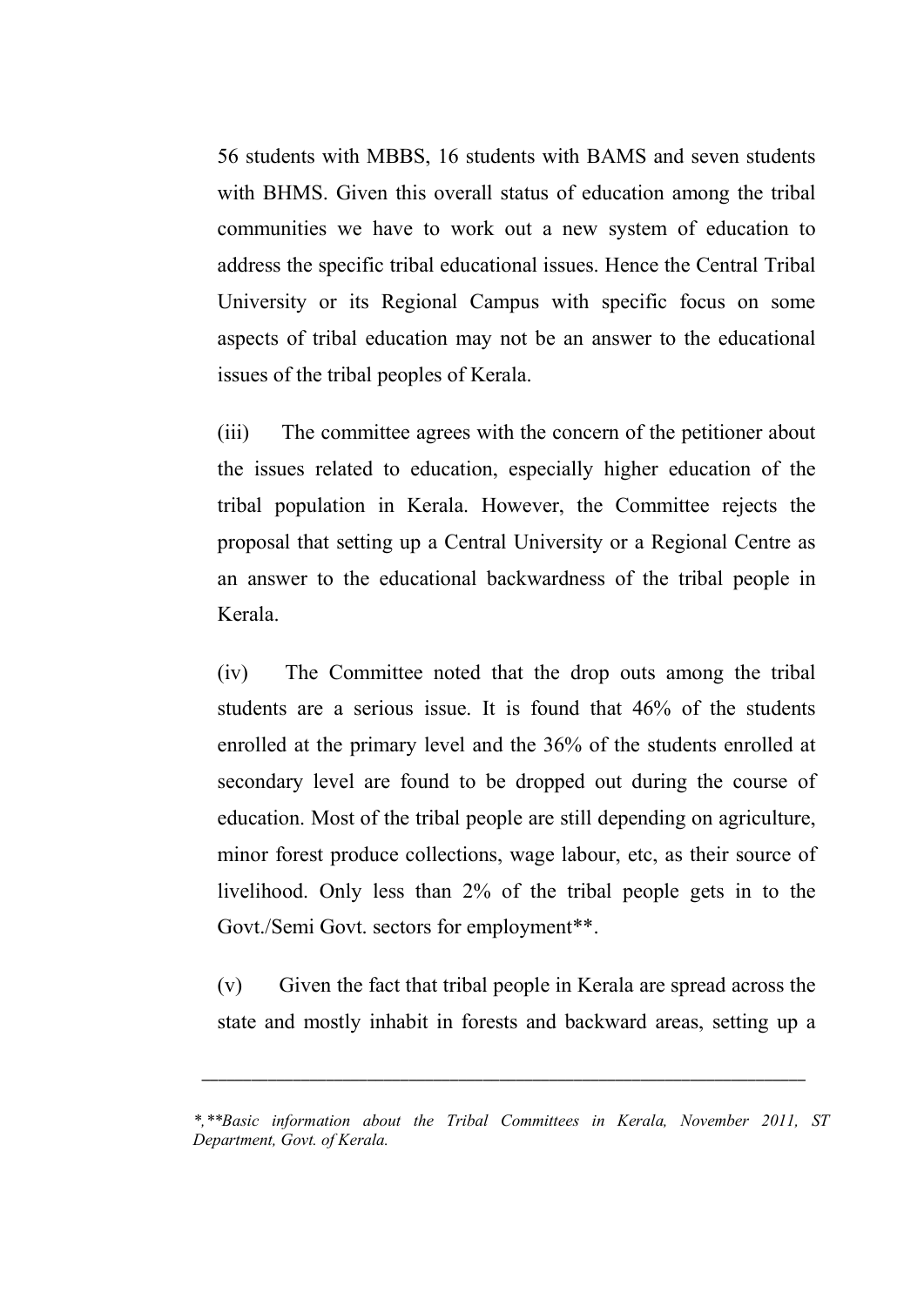56 students with MBBS, 16 students with BAMS and seven students with BHMS. Given this overall status of education among the tribal communities we have to work out a new system of education to address the specific tribal educational issues. Hence the Central Tribal University or its Regional Campus with specific focus on some aspects of tribal education may not be an answer to the educational issues of the tribal peoples of Kerala.

(iii) The committee agrees with the concern of the petitioner about the issues related to education, especially higher education of the tribal population in Kerala. However, the Committee rejects the proposal that setting up a Central University or a Regional Centre as an answer to the educational backwardness of the tribal people in Kerala.

(iv) The Committee noted that the drop outs among the tribal students are a serious issue. It is found that 46% of the students enrolled at the primary level and the 36% of the students enrolled at secondary level are found to be dropped out during the course of education. Most of the tribal people are still depending on agriculture, minor forest produce collections, wage labour, etc, as their source of livelihood. Only less than 2% of the tribal people gets in to the Govt./Semi Govt. sectors for employment**.

(v) Given the fact that tribal people in Kerala are spread across the state and mostly inhabit in forests and backward areas, setting up a

---

*\*,\*\*Basic information about the Tribal Committees in Kerala, November 2011, ST Department, Govt. of Kerala.*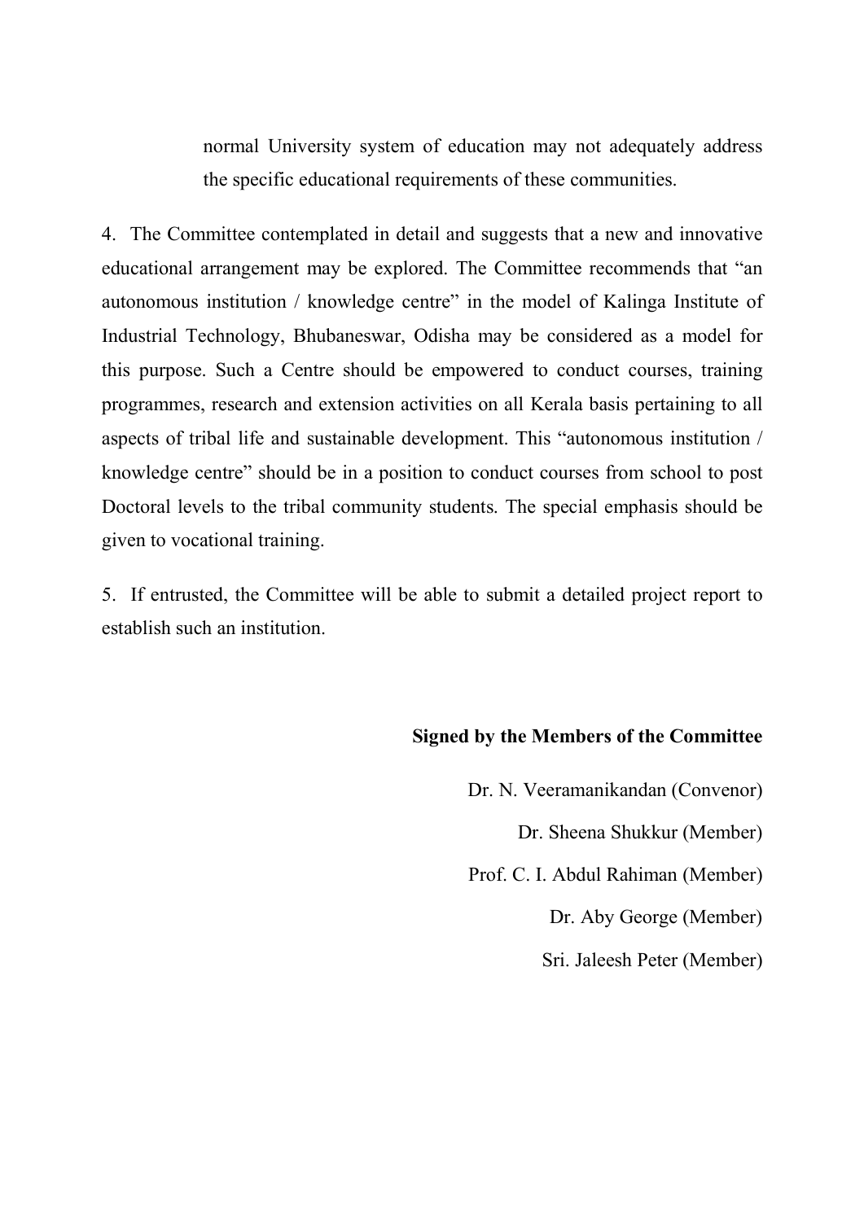normal University system of education may not adequately address the specific educational requirements of these communities.

4. The Committee contemplated in detail and suggests that a new and innovative educational arrangement may be explored. The Committee recommends that "an autonomous institution / knowledge centre" in the model of Kalinga Institute of Industrial Technology, Bhubaneswar, Odisha may be considered as a model for this purpose. Such a Centre should be empowered to conduct courses, training programmes, research and extension activities on all Kerala basis pertaining to all aspects of tribal life and sustainable development. This "autonomous institution / knowledge centre" should be in a position to conduct courses from school to post Doctoral levels to the tribal community students. The special emphasis should be given to vocational training.

5. If entrusted, the Committee will be able to submit a detailed project report to establish such an institution.

**Signed by the Members of the Committee**

Dr. N. Veeramanikandan (Convenor)

Dr. Sheena Shukkur (Member)

Prof. C. I. Abdul Rahiman (Member)

Dr. Aby George (Member)

Sri. Jaleesh Peter (Member)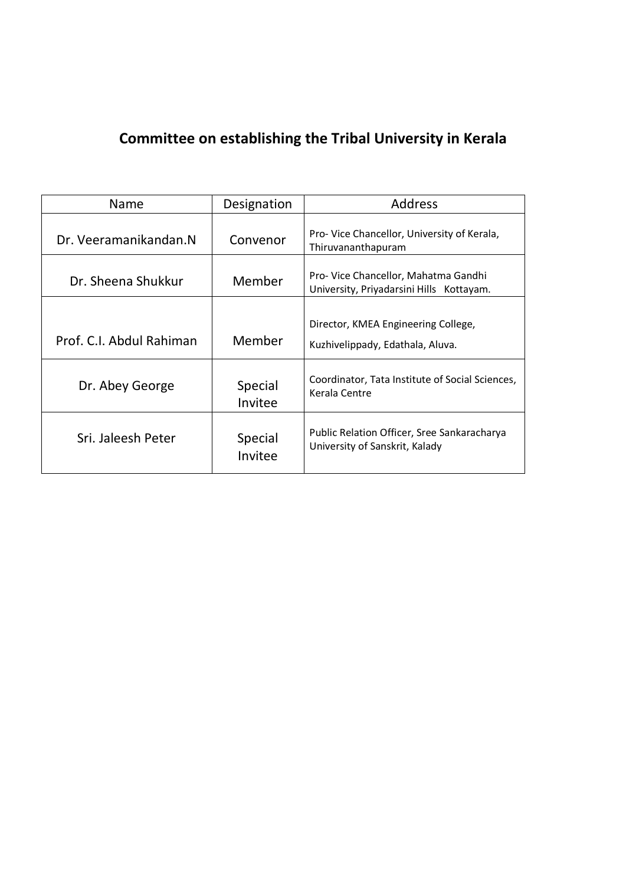## Committee on establishing the Tribal University in Kerala

| Name | Designation | Address |
|---|---|---|
| Dr. Veeramanikandan.N | Convenor | Pro- Vice Chancellor, University of Kerala, Thiruvananthapuram |
| Dr. Sheena Shukkur | Member | Pro- Vice Chancellor, Mahatma Gandhi University, Priyadarsini Hills Kottayam. |
| Prof. C.I. Abdul Rahiman | Member | Director, KMEA Engineering College, Kuzhivelippady, Edathala, Aluva. |
| Dr. Abey George | Special Invitee | Coordinator, Tata Institute of Social Sciences, Kerala Centre |
| Sri. Jaleesh Peter | Special Invitee | Public Relation Officer, Sree Sankaracharya University of Sanskrit, Kalady |